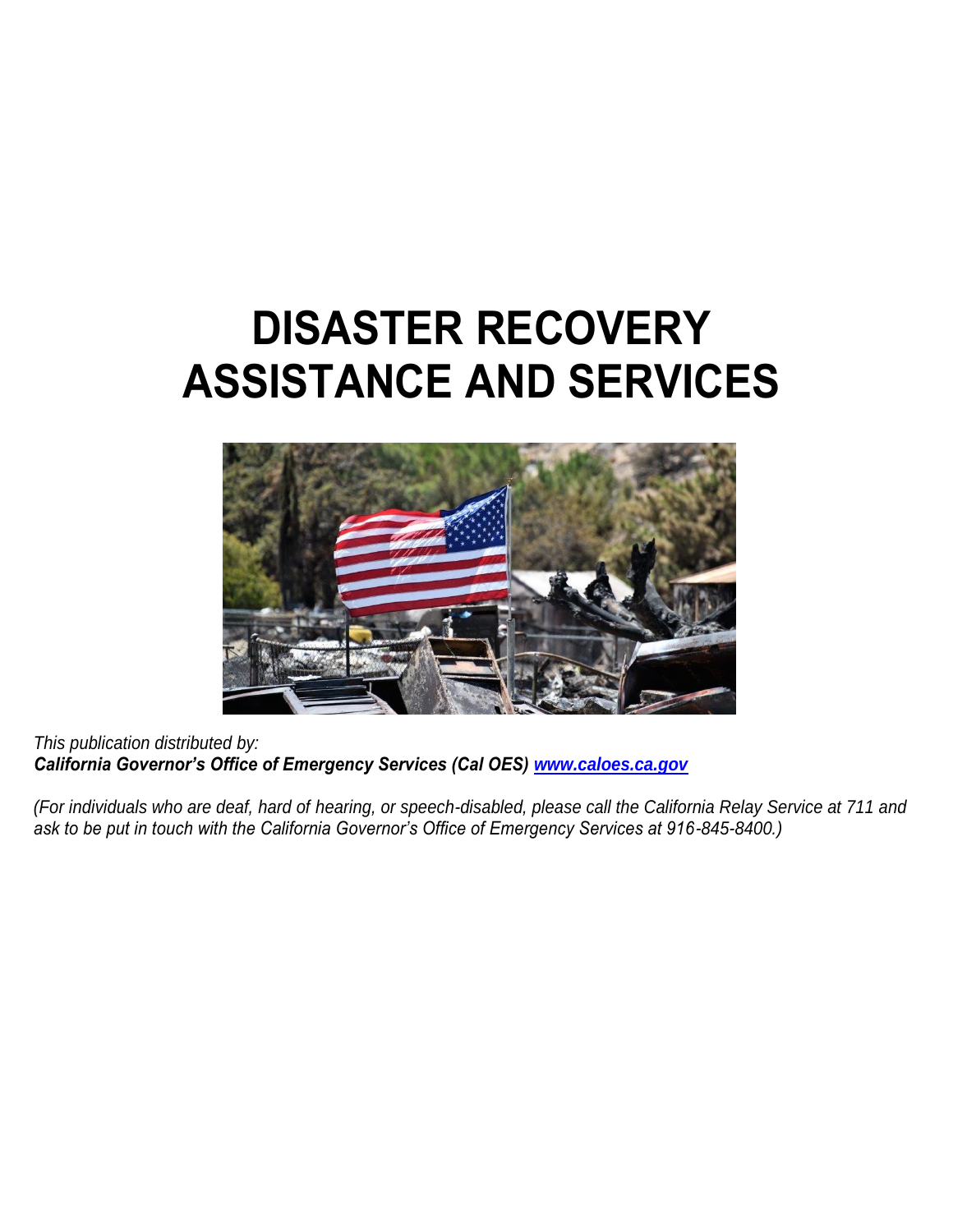# DISASTER RECOVERY ASSISTANCE AND SERVICES

*This publication distributed by:*
***California Governor's Office of Emergency Services (Cal OES) [www.caloes.ca.gov](http://www.caloes.ca.gov)***

*(For individuals who are deaf, hard of hearing, or speech-disabled, please call the California Relay Service at 711 and ask to be put in touch with the California Governor's Office of Emergency Services at 916-845-8400.)*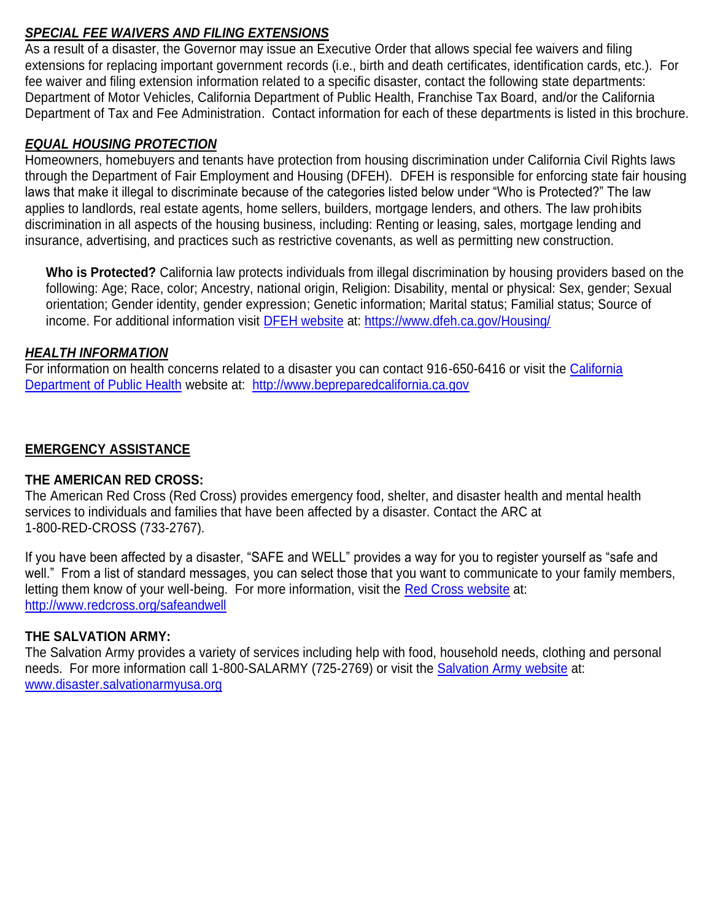### ***SPECIAL FEE WAIVERS AND FILING EXTENSIONS***

As a result of a disaster, the Governor may issue an Executive Order that allows special fee waivers and filing extensions for replacing important government records (i.e., birth and death certificates, identification cards, etc.). For fee waiver and filing extension information related to a specific disaster, contact the following state departments: Department of Motor Vehicles, California Department of Public Health, Franchise Tax Board, and/or the California Department of Tax and Fee Administration. Contact information for each of these departments is listed in this brochure.

### ***EQUAL HOUSING PROTECTION***

Homeowners, homebuyers and tenants have protection from housing discrimination under California Civil Rights laws through the Department of Fair Employment and Housing (DFEH). DFEH is responsible for enforcing state fair housing laws that make it illegal to discriminate because of the categories listed below under "Who is Protected?" The law applies to landlords, real estate agents, home sellers, builders, mortgage lenders, and others. The law prohibits discrimination in all aspects of the housing business, including: Renting or leasing, sales, mortgage lending and insurance, advertising, and practices such as restrictive covenants, as well as permitting new construction.

**Who is Protected?** California law protects individuals from illegal discrimination by housing providers based on the following: Age; Race, color; Ancestry, national origin, Religion: Disability, mental or physical: Sex, gender; Sexual orientation; Gender identity, gender expression; Genetic information; Marital status; Familial status; Source of income. For additional information visit [DFEH website](https://www.dfeh.ca.gov/Housing/) at: https://www.dfeh.ca.gov/Housing/

### ***HEALTH INFORMATION***

For information on health concerns related to a disaster you can contact 916-650-6416 or visit the [California Department of Public Health](http://www.bepreparedcalifornia.ca.gov) website at: http://www.bepreparedcalifornia.ca.gov

## EMERGENCY ASSISTANCE

### THE AMERICAN RED CROSS:

The American Red Cross (Red Cross) provides emergency food, shelter, and disaster health and mental health services to individuals and families that have been affected by a disaster. Contact the ARC at 1-800-RED-CROSS (733-2767).

If you have been affected by a disaster, "SAFE and WELL" provides a way for you to register yourself as "safe and well." From a list of standard messages, you can select those that you want to communicate to your family members, letting them know of your well-being. For more information, visit the [Red Cross website](http://www.redcross.org/safeandwell) at: http://www.redcross.org/safeandwell

### THE SALVATION ARMY:

The Salvation Army provides a variety of services including help with food, household needs, clothing and personal needs. For more information call 1-800-SALARMY (725-2769) or visit the [Salvation Army website](http://www.disaster.salvationarmyusa.org) at: www.disaster.salvationarmyusa.org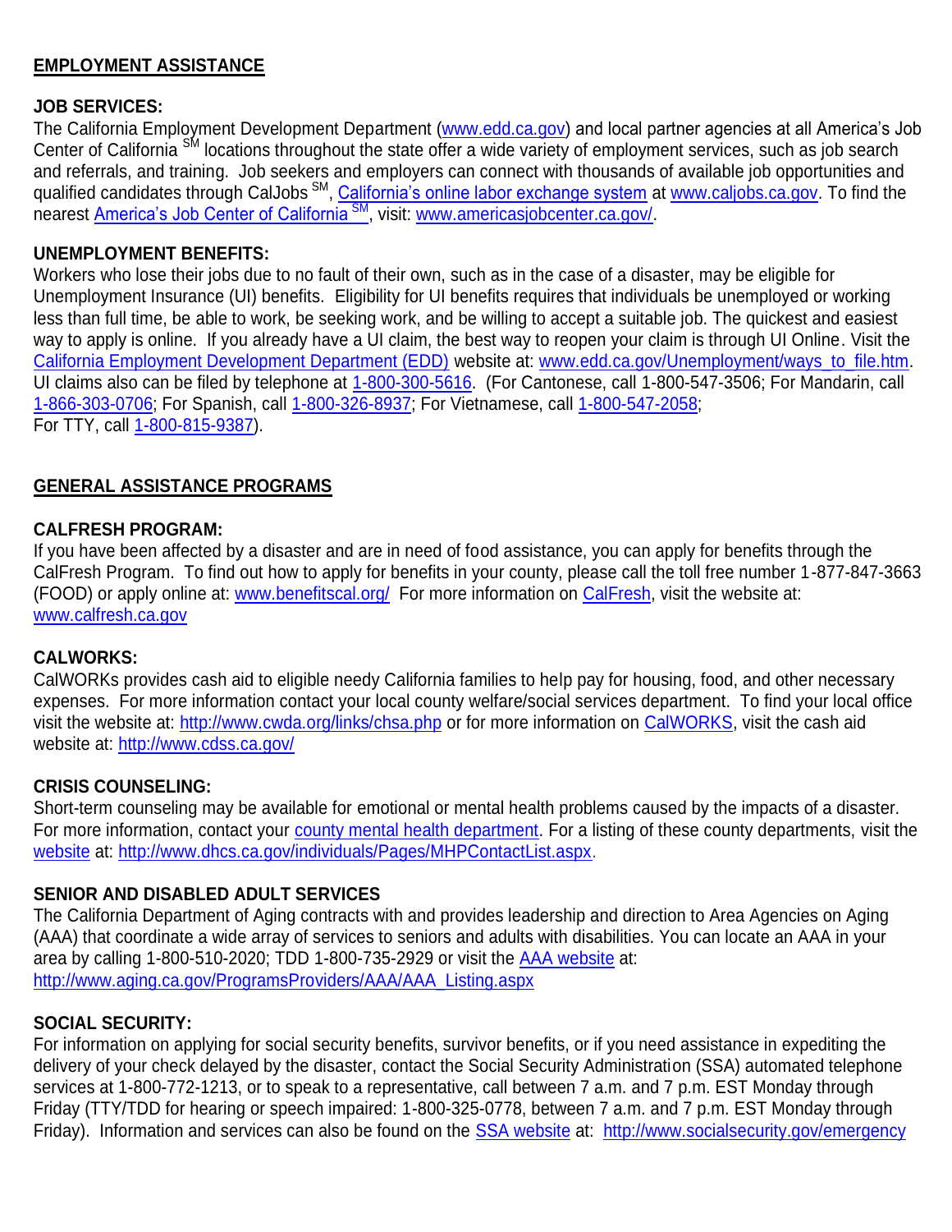## EMPLOYMENT ASSISTANCE

### JOB SERVICES:

The California Employment Development Department (www.edd.ca.gov) and local partner agencies at all America's Job Center of California [SM] locations throughout the state offer a wide variety of employment services, such as job search and referrals, and training. Job seekers and employers can connect with thousands of available job opportunities and qualified candidates through CalJobs [SM], California's online labor exchange system at www.caljobs.ca.gov. To find the nearest America's Job Center of California [SM], visit: www.americasjobcenter.ca.gov/.

### UNEMPLOYMENT BENEFITS:

Workers who lose their jobs due to no fault of their own, such as in the case of a disaster, may be eligible for Unemployment Insurance (UI) benefits. Eligibility for UI benefits requires that individuals be unemployed or working less than full time, be able to work, be seeking work, and be willing to accept a suitable job. The quickest and easiest way to apply is online. If you already have a UI claim, the best way to reopen your claim is through UI Online. Visit the California Employment Development Department (EDD) website at: www.edd.ca.gov/Unemployment/ways_to_file.htm. UI claims also can be filed by telephone at 1-800-300-5616. (For Cantonese, call 1-800-547-3506; For Mandarin, call 1-866-303-0706; For Spanish, call 1-800-326-8937; For Vietnamese, call 1-800-547-2058; For TTY, call 1-800-815-9387).

## GENERAL ASSISTANCE PROGRAMS

### CALFRESH PROGRAM:

If you have been affected by a disaster and are in need of food assistance, you can apply for benefits through the CalFresh Program. To find out how to apply for benefits in your county, please call the toll free number 1-877-847-3663 (FOOD) or apply online at: www.benefitscal.org/ For more information on CalFresh, visit the website at: www.calfresh.ca.gov

### CALWORKS:

CalWORKs provides cash aid to eligible needy California families to help pay for housing, food, and other necessary expenses. For more information contact your local county welfare/social services department. To find your local office visit the website at: http://www.cwda.org/links/chsa.php or for more information on CalWORKS, visit the cash aid website at: http://www.cdss.ca.gov/

### CRISIS COUNSELING:

Short-term counseling may be available for emotional or mental health problems caused by the impacts of a disaster. For more information, contact your county mental health department. For a listing of these county departments, visit the website at: http://www.dhcs.ca.gov/individuals/Pages/MHPContactList.aspx.

### SENIOR AND DISABLED ADULT SERVICES

The California Department of Aging contracts with and provides leadership and direction to Area Agencies on Aging (AAA) that coordinate a wide array of services to seniors and adults with disabilities. You can locate an AAA in your area by calling 1-800-510-2020; TDD 1-800-735-2929 or visit the AAA website at: http://www.aging.ca.gov/ProgramsProviders/AAA/AAA_Listing.aspx

### SOCIAL SECURITY:

For information on applying for social security benefits, survivor benefits, or if you need assistance in expediting the delivery of your check delayed by the disaster, contact the Social Security Administration (SSA) automated telephone services at 1-800-772-1213, or to speak to a representative, call between 7 a.m. and 7 p.m. EST Monday through Friday (TTY/TDD for hearing or speech impaired: 1-800-325-0778, between 7 a.m. and 7 p.m. EST Monday through Friday). Information and services can also be found on the SSA website at: http://www.socialsecurity.gov/emergency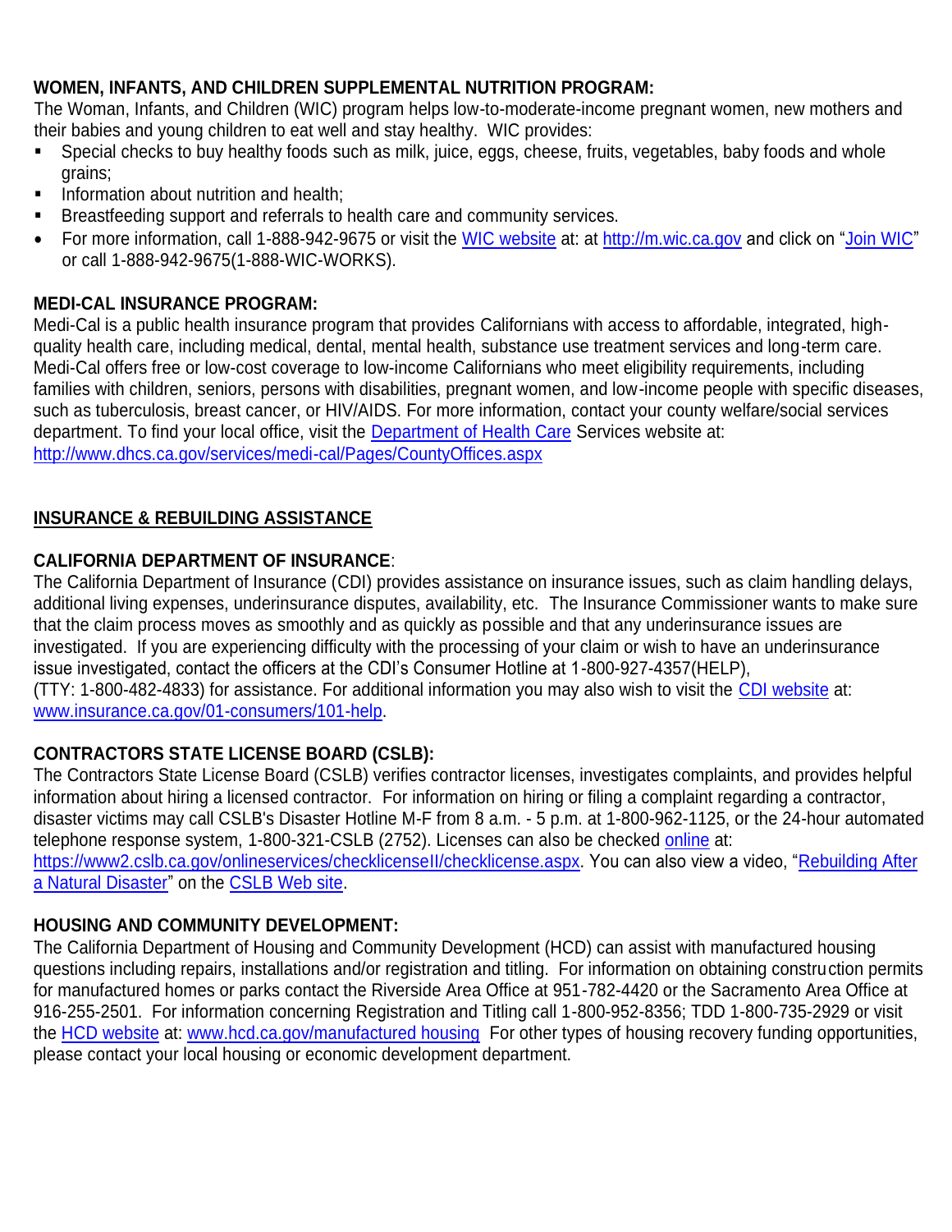**WOMEN, INFANTS, AND CHILDREN SUPPLEMENTAL NUTRITION PROGRAM:**

The Woman, Infants, and Children (WIC) program helps low-to-moderate-income pregnant women, new mothers and their babies and young children to eat well and stay healthy. WIC provides:

- Special checks to buy healthy foods such as milk, juice, eggs, cheese, fruits, vegetables, baby foods and whole grains;
- Information about nutrition and health;
- Breastfeeding support and referrals to health care and community services.
- For more information, call 1-888-942-9675 or visit the WIC website at: at http://m.wic.ca.gov and click on "Join WIC" or call 1-888-942-9675(1-888-WIC-WORKS).

**MEDI-CAL INSURANCE PROGRAM:**

Medi-Cal is a public health insurance program that provides Californians with access to affordable, integrated, high-quality health care, including medical, dental, mental health, substance use treatment services and long-term care. Medi-Cal offers free or low-cost coverage to low-income Californians who meet eligibility requirements, including families with children, seniors, persons with disabilities, pregnant women, and low-income people with specific diseases, such as tuberculosis, breast cancer, or HIV/AIDS. For more information, contact your county welfare/social services department. To find your local office, visit the Department of Health Care Services website at: http://www.dhcs.ca.gov/services/medi-cal/Pages/CountyOffices.aspx

## INSURANCE & REBUILDING ASSISTANCE

**CALIFORNIA DEPARTMENT OF INSURANCE**:

The California Department of Insurance (CDI) provides assistance on insurance issues, such as claim handling delays, additional living expenses, underinsurance disputes, availability, etc. The Insurance Commissioner wants to make sure that the claim process moves as smoothly and as quickly as possible and that any underinsurance issues are investigated. If you are experiencing difficulty with the processing of your claim or wish to have an underinsurance issue investigated, contact the officers at the CDI's Consumer Hotline at 1-800-927-4357(HELP), (TTY: 1-800-482-4833) for assistance. For additional information you may also wish to visit the CDI website at: www.insurance.ca.gov/01-consumers/101-help.

**CONTRACTORS STATE LICENSE BOARD (CSLB):**

The Contractors State License Board (CSLB) verifies contractor licenses, investigates complaints, and provides helpful information about hiring a licensed contractor. For information on hiring or filing a complaint regarding a contractor, disaster victims may call CSLB's Disaster Hotline M-F from 8 a.m. - 5 p.m. at 1-800-962-1125, or the 24-hour automated telephone response system, 1-800-321-CSLB (2752). Licenses can also be checked online at: https://www2.cslb.ca.gov/onlineservices/checklicenseII/checklicense.aspx. You can also view a video, "Rebuilding After a Natural Disaster" on the CSLB Web site.

**HOUSING AND COMMUNITY DEVELOPMENT:**

The California Department of Housing and Community Development (HCD) can assist with manufactured housing questions including repairs, installations and/or registration and titling. For information on obtaining construction permits for manufactured homes or parks contact the Riverside Area Office at 951-782-4420 or the Sacramento Area Office at 916-255-2501. For information concerning Registration and Titling call 1-800-952-8356; TDD 1-800-735-2929 or visit the HCD website at: www.hcd.ca.gov/manufactured housing For other types of housing recovery funding opportunities, please contact your local housing or economic development department.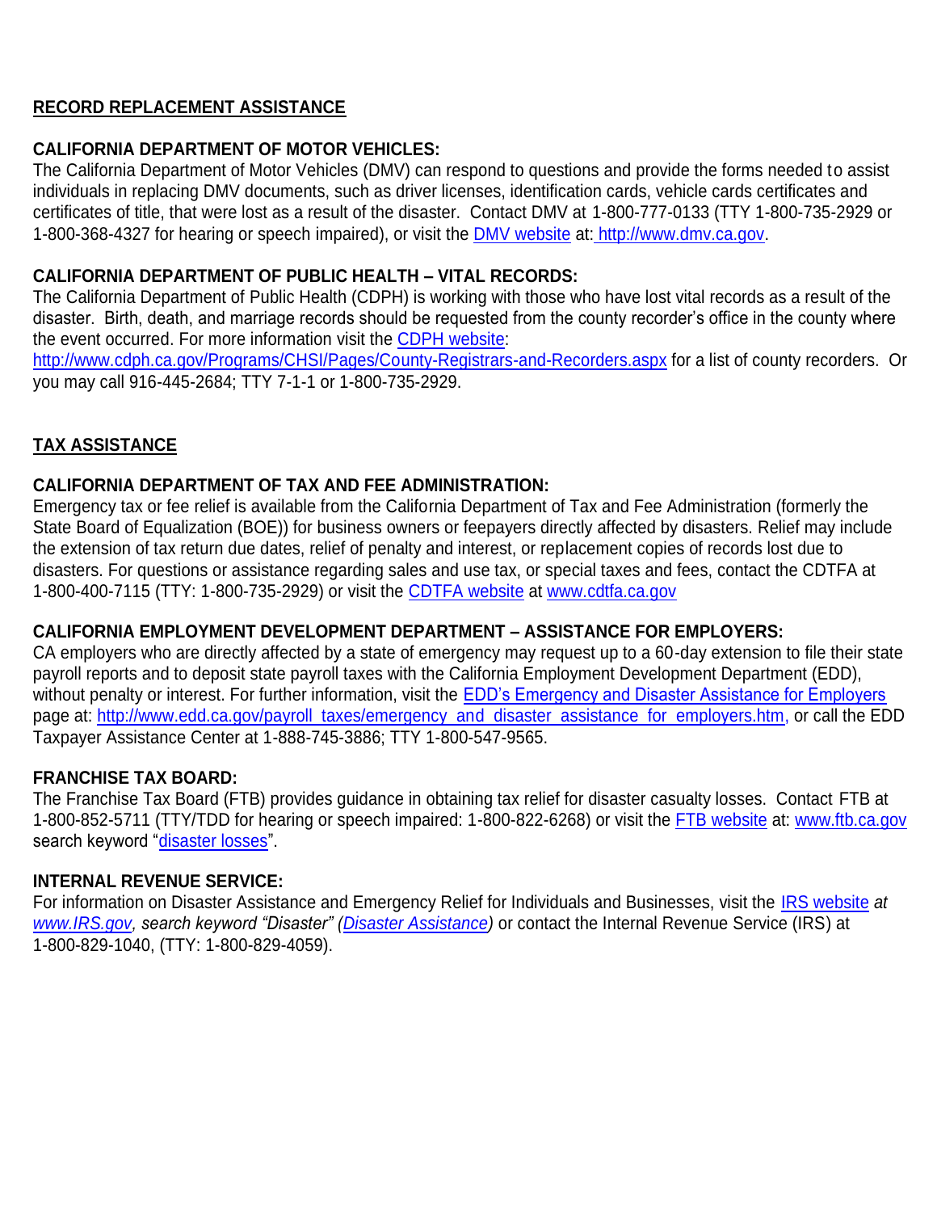## RECORD REPLACEMENT ASSISTANCE

### CALIFORNIA DEPARTMENT OF MOTOR VEHICLES:

The California Department of Motor Vehicles (DMV) can respond to questions and provide the forms needed to assist individuals in replacing DMV documents, such as driver licenses, identification cards, vehicle cards certificates and certificates of title, that were lost as a result of the disaster. Contact DMV at 1-800-777-0133 (TTY 1-800-735-2929 or 1-800-368-4327 for hearing or speech impaired), or visit the [DMV website](http://www.dmv.ca.gov) at: [http://www.dmv.ca.gov](http://www.dmv.ca.gov).

### CALIFORNIA DEPARTMENT OF PUBLIC HEALTH – VITAL RECORDS:

The California Department of Public Health (CDPH) is working with those who have lost vital records as a result of the disaster. Birth, death, and marriage records should be requested from the county recorder's office in the county where the event occurred. For more information visit the [CDPH website](http://www.cdph.ca.gov/Programs/CHSI/Pages/County-Registrars-and-Recorders.aspx): [http://www.cdph.ca.gov/Programs/CHSI/Pages/County-Registrars-and-Recorders.aspx](http://www.cdph.ca.gov/Programs/CHSI/Pages/County-Registrars-and-Recorders.aspx) for a list of county recorders. Or you may call 916-445-2684; TTY 7-1-1 or 1-800-735-2929.

## TAX ASSISTANCE

### CALIFORNIA DEPARTMENT OF TAX AND FEE ADMINISTRATION:

Emergency tax or fee relief is available from the California Department of Tax and Fee Administration (formerly the State Board of Equalization (BOE)) for business owners or feepayers directly affected by disasters. Relief may include the extension of tax return due dates, relief of penalty and interest, or replacement copies of records lost due to disasters. For questions or assistance regarding sales and use tax, or special taxes and fees, contact the CDTFA at 1-800-400-7115 (TTY: 1-800-735-2929) or visit the [CDTFA website](http://www.cdtfa.ca.gov) at [www.cdtfa.ca.gov](http://www.cdtfa.ca.gov)

### CALIFORNIA EMPLOYMENT DEVELOPMENT DEPARTMENT – ASSISTANCE FOR EMPLOYERS:

CA employers who are directly affected by a state of emergency may request up to a 60-day extension to file their state payroll reports and to deposit state payroll taxes with the California Employment Development Department (EDD), without penalty or interest. For further information, visit the [EDD's Emergency and Disaster Assistance for Employers](http://www.edd.ca.gov/payroll_taxes/emergency_and_disaster_assistance_for_employers.htm) page at: [http://www.edd.ca.gov/payroll_taxes/emergency_and_disaster_assistance_for_employers.htm](http://www.edd.ca.gov/payroll_taxes/emergency_and_disaster_assistance_for_employers.htm), or call the EDD Taxpayer Assistance Center at 1-888-745-3886; TTY 1-800-547-9565.

### FRANCHISE TAX BOARD:

The Franchise Tax Board (FTB) provides guidance in obtaining tax relief for disaster casualty losses. Contact FTB at 1-800-852-5711 (TTY/TDD for hearing or speech impaired: 1-800-822-6268) or visit the [FTB website](http://www.ftb.ca.gov) at: [www.ftb.ca.gov](http://www.ftb.ca.gov) search keyword "[disaster losses](http://www.ftb.ca.gov)".

### INTERNAL REVENUE SERVICE:

For information on Disaster Assistance and Emergency Relief for Individuals and Businesses, visit the [IRS website](http://www.IRS.gov) *at [www.IRS.gov](http://www.IRS.gov), search keyword "Disaster" ([Disaster Assistance](http://www.IRS.gov))* or contact the Internal Revenue Service (IRS) at 1-800-829-1040, (TTY: 1-800-829-4059).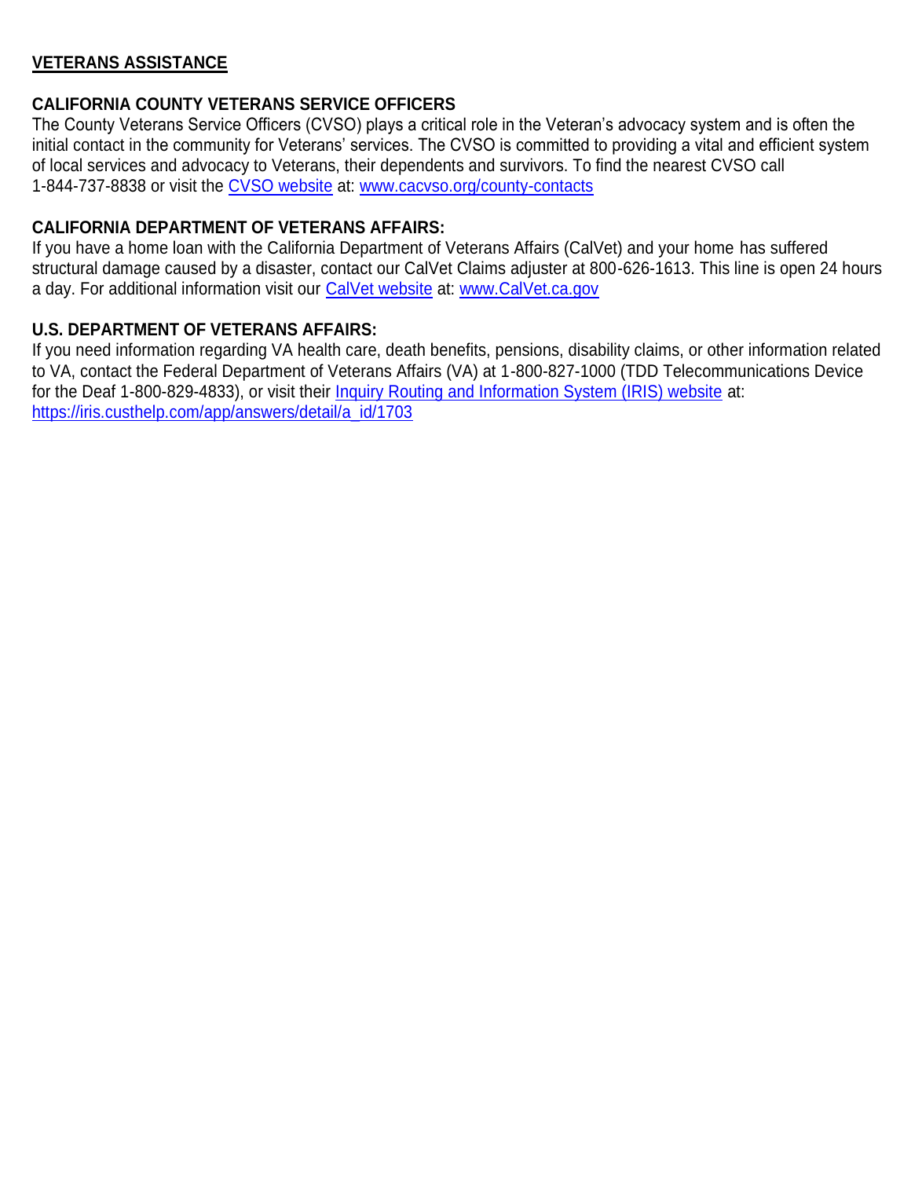## VETERANS ASSISTANCE

### CALIFORNIA COUNTY VETERANS SERVICE OFFICERS

The County Veterans Service Officers (CVSO) plays a critical role in the Veteran's advocacy system and is often the initial contact in the community for Veterans' services. The CVSO is committed to providing a vital and efficient system of local services and advocacy to Veterans, their dependents and survivors. To find the nearest CVSO call 1-844-737-8838 or visit the [CVSO website](http://www.cacvso.org/county-contacts) at: [www.cacvso.org/county-contacts](http://www.cacvso.org/county-contacts)

### CALIFORNIA DEPARTMENT OF VETERANS AFFAIRS:

If you have a home loan with the California Department of Veterans Affairs (CalVet) and your home has suffered structural damage caused by a disaster, contact our CalVet Claims adjuster at 800-626-1613. This line is open 24 hours a day. For additional information visit our [CalVet website](http://www.CalVet.ca.gov) at: [www.CalVet.ca.gov](http://www.CalVet.ca.gov)

### U.S. DEPARTMENT OF VETERANS AFFAIRS:

If you need information regarding VA health care, death benefits, pensions, disability claims, or other information related to VA, contact the Federal Department of Veterans Affairs (VA) at 1-800-827-1000 (TDD Telecommunications Device for the Deaf 1-800-829-4833), or visit their [Inquiry Routing and Information System (IRIS) website](https://iris.custhelp.com/app/answers/detail/a_id/1703) at: [https://iris.custhelp.com/app/answers/detail/a_id/1703](https://iris.custhelp.com/app/answers/detail/a_id/1703)